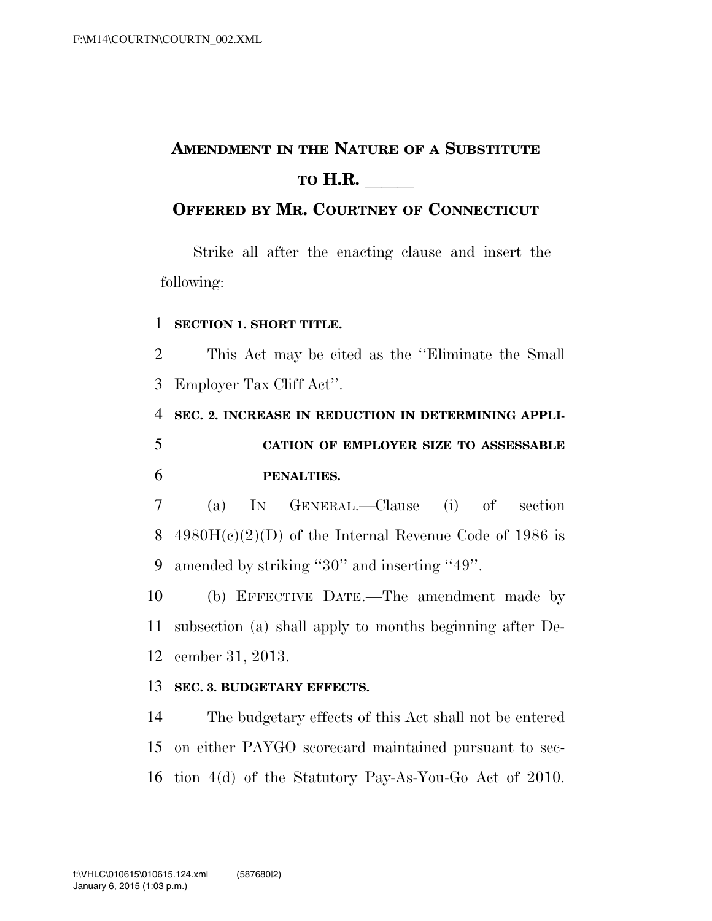# AMENDMENT IN THE NATURE OF A SUBSTITUTE TO H.R. \_\_\_\_\_\_

## OFFERED BY MR. COURTNEY OF CONNECTICUT

Strike all after the enacting clause and insert the following:

**SECTION 1. SHORT TITLE.**

This Act may be cited as the ''Eliminate the Small Employer Tax Cliff Act''.

**SEC. 2. INCREASE IN REDUCTION IN DETERMINING APPLICATION OF EMPLOYER SIZE TO ASSESSABLE PENALTIES.**

(a) IN GENERAL.—Clause (i) of section 4980H(c)(2)(D) of the Internal Revenue Code of 1986 is amended by striking ''30'' and inserting ''49''.

(b) EFFECTIVE DATE.—The amendment made by subsection (a) shall apply to months beginning after December 31, 2013.

**SEC. 3. BUDGETARY EFFECTS.**

The budgetary effects of this Act shall not be entered on either PAYGO scorecard maintained pursuant to section 4(d) of the Statutory Pay-As-You-Go Act of 2010.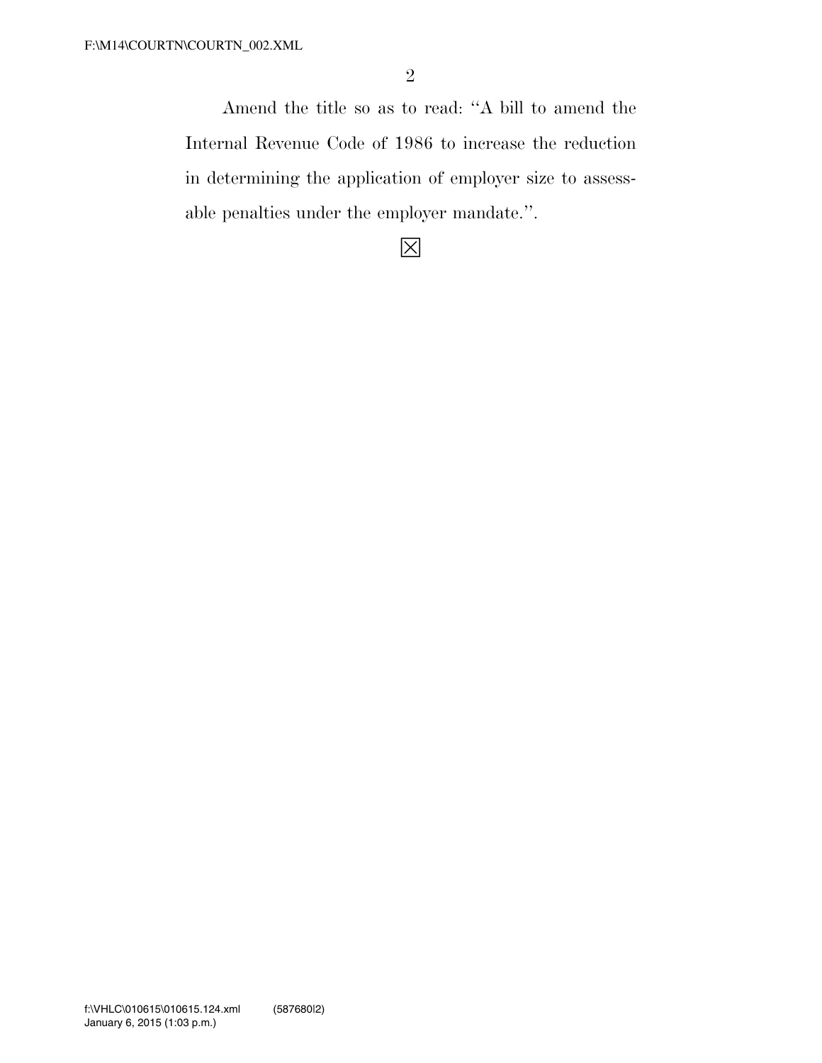Amend the title so as to read: ''A bill to amend the Internal Revenue Code of 1986 to increase the reduction in determining the application of employer size to assessable penalties under the employer mandate.''.

☒